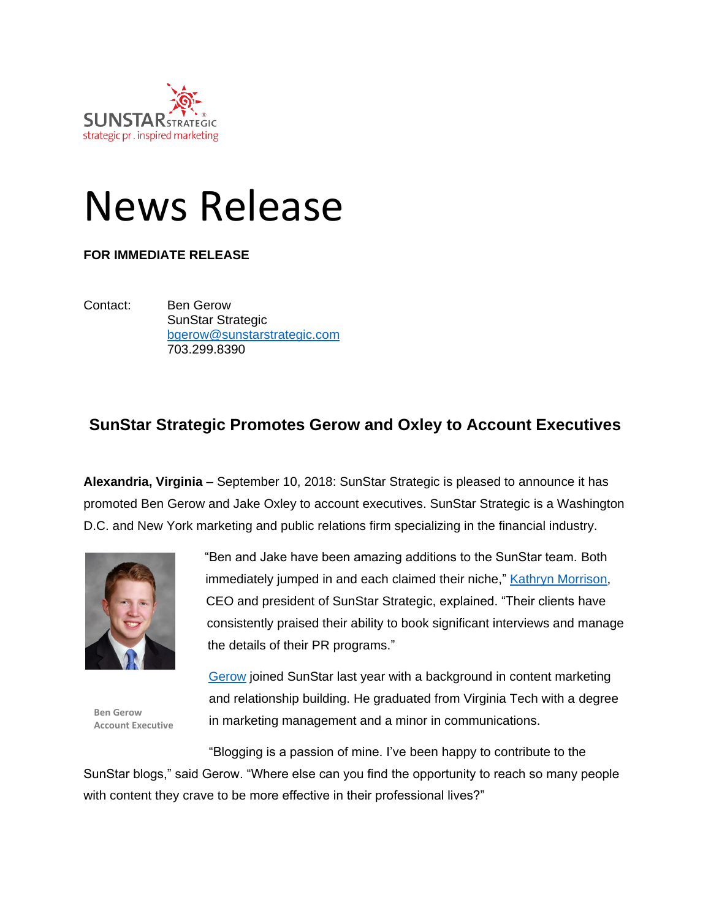SUNSTAR STRATEGIC
strategic pr . inspired marketing

# News Release

**FOR IMMEDIATE RELEASE**

Contact: Ben Gerow
SunStar Strategic
bgerow@sunstarstrategic.com
703.299.8390

## SunStar Strategic Promotes Gerow and Oxley to Account Executives

**Alexandria, Virginia** – September 10, 2018: SunStar Strategic is pleased to announce it has promoted Ben Gerow and Jake Oxley to account executives. SunStar Strategic is a Washington D.C. and New York marketing and public relations firm specializing in the financial industry.

"Ben and Jake have been amazing additions to the SunStar team. Both immediately jumped in and each claimed their niche," Kathryn Morrison, CEO and president of SunStar Strategic, explained. "Their clients have consistently praised their ability to book significant interviews and manage the details of their PR programs."

Ben Gerow
Account Executive

Gerow joined SunStar last year with a background in content marketing and relationship building. He graduated from Virginia Tech with a degree in marketing management and a minor in communications.

"Blogging is a passion of mine. I've been happy to contribute to the SunStar blogs," said Gerow. "Where else can you find the opportunity to reach so many people with content they crave to be more effective in their professional lives?"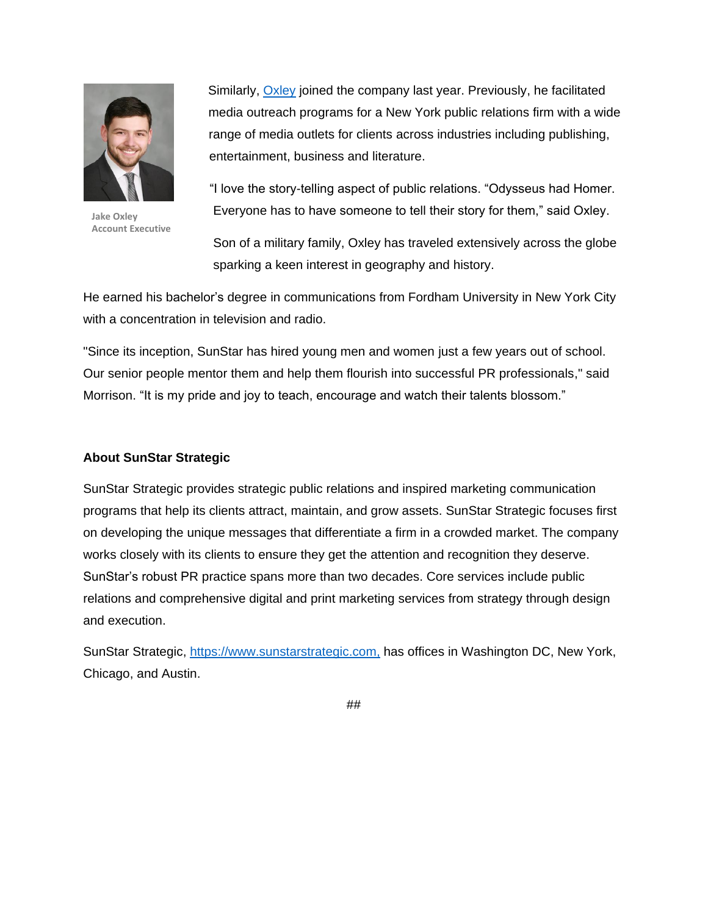Jake Oxley
Account Executive

Similarly, Oxley joined the company last year. Previously, he facilitated media outreach programs for a New York public relations firm with a wide range of media outlets for clients across industries including publishing, entertainment, business and literature.

"I love the story-telling aspect of public relations. "Odysseus had Homer. Everyone has to have someone to tell their story for them," said Oxley.

Son of a military family, Oxley has traveled extensively across the globe sparking a keen interest in geography and history.

He earned his bachelor's degree in communications from Fordham University in New York City with a concentration in television and radio.

"Since its inception, SunStar has hired young men and women just a few years out of school. Our senior people mentor them and help them flourish into successful PR professionals," said Morrison. "It is my pride and joy to teach, encourage and watch their talents blossom."

**About SunStar Strategic**

SunStar Strategic provides strategic public relations and inspired marketing communication programs that help its clients attract, maintain, and grow assets. SunStar Strategic focuses first on developing the unique messages that differentiate a firm in a crowded market. The company works closely with its clients to ensure they get the attention and recognition they deserve. SunStar's robust PR practice spans more than two decades. Core services include public relations and comprehensive digital and print marketing services from strategy through design and execution.

SunStar Strategic, https://www.sunstarstrategic.com, has offices in Washington DC, New York, Chicago, and Austin.

##